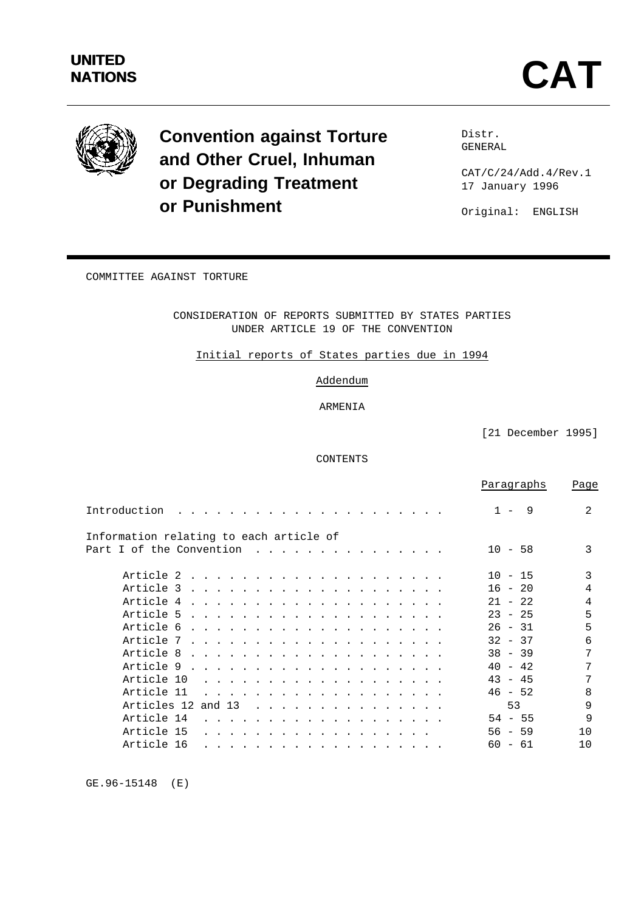**UNITED NATIONS** 

# CAT

## Convention against Torture and Other Cruel, Inhuman or Degrading Treatment or Punishment

Distr.
GENERAL

CAT/C/24/Add.4/Rev.1
17 January 1996

Original: ENGLISH

COMMITTEE AGAINST TORTURE

CONSIDERATION OF REPORTS SUBMITTED BY STATES PARTIES
UNDER ARTICLE 19 OF THE CONVENTION

Initial reports of States parties due in 1994

Addendum

ARMENIA

[21 December 1995]

CONTENTS

| | Paragraphs | Page |
|---|---|---|
| Introduction | 1 - 9 | 2 |
| Information relating to each article of Part I of the Convention | 10 - 58 | 3 |
| Article 2 | 10 - 15 | 3 |
| Article 3 | 16 - 20 | 4 |
| Article 4 | 21 - 22 | 4 |
| Article 5 | 23 - 25 | 5 |
| Article 6 | 26 - 31 | 5 |
| Article 7 | 32 - 37 | 6 |
| Article 8 | 38 - 39 | 7 |
| Article 9 | 40 - 42 | 7 |
| Article 10 | 43 - 45 | 7 |
| Article 11 | 46 - 52 | 8 |
| Articles 12 and 13 | 53 | 9 |
| Article 14 | 54 - 55 | 9 |
| Article 15 | 56 - 59 | 10 |
| Article 16 | 60 - 61 | 10 |

GE.96-15148 (E)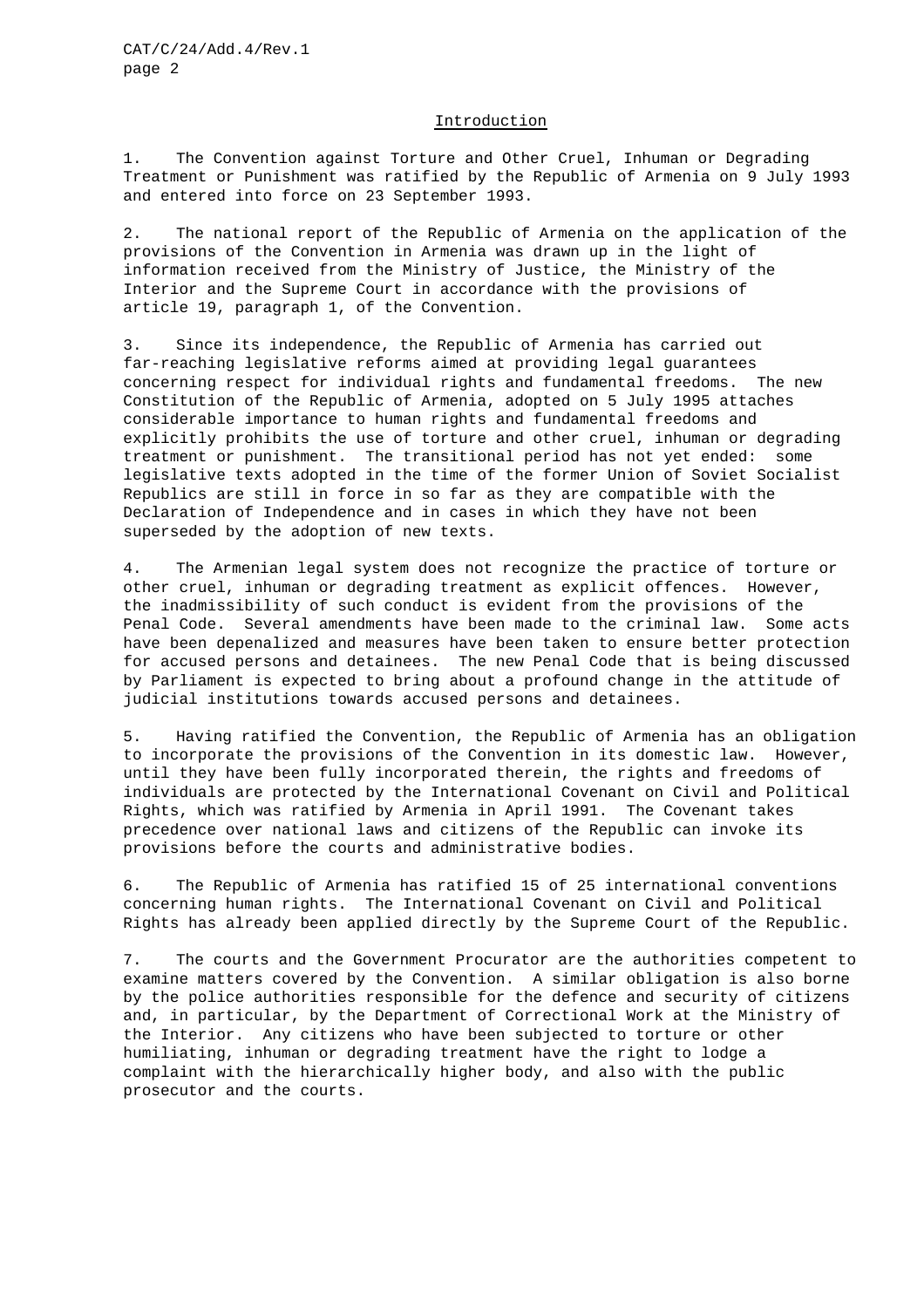## Introduction

1. The Convention against Torture and Other Cruel, Inhuman or Degrading Treatment or Punishment was ratified by the Republic of Armenia on 9 July 1993 and entered into force on 23 September 1993.

2. The national report of the Republic of Armenia on the application of the provisions of the Convention in Armenia was drawn up in the light of information received from the Ministry of Justice, the Ministry of the Interior and the Supreme Court in accordance with the provisions of article 19, paragraph 1, of the Convention.

3. Since its independence, the Republic of Armenia has carried out far-reaching legislative reforms aimed at providing legal guarantees concerning respect for individual rights and fundamental freedoms. The new Constitution of the Republic of Armenia, adopted on 5 July 1995 attaches considerable importance to human rights and fundamental freedoms and explicitly prohibits the use of torture and other cruel, inhuman or degrading treatment or punishment. The transitional period has not yet ended: some legislative texts adopted in the time of the former Union of Soviet Socialist Republics are still in force in so far as they are compatible with the Declaration of Independence and in cases in which they have not been superseded by the adoption of new texts.

4. The Armenian legal system does not recognize the practice of torture or other cruel, inhuman or degrading treatment as explicit offences. However, the inadmissibility of such conduct is evident from the provisions of the Penal Code. Several amendments have been made to the criminal law. Some acts have been depenalized and measures have been taken to ensure better protection for accused persons and detainees. The new Penal Code that is being discussed by Parliament is expected to bring about a profound change in the attitude of judicial institutions towards accused persons and detainees.

5. Having ratified the Convention, the Republic of Armenia has an obligation to incorporate the provisions of the Convention in its domestic law. However, until they have been fully incorporated therein, the rights and freedoms of individuals are protected by the International Covenant on Civil and Political Rights, which was ratified by Armenia in April 1991. The Covenant takes precedence over national laws and citizens of the Republic can invoke its provisions before the courts and administrative bodies.

6. The Republic of Armenia has ratified 15 of 25 international conventions concerning human rights. The International Covenant on Civil and Political Rights has already been applied directly by the Supreme Court of the Republic.

7. The courts and the Government Procurator are the authorities competent to examine matters covered by the Convention. A similar obligation is also borne by the police authorities responsible for the defence and security of citizens and, in particular, by the Department of Correctional Work at the Ministry of the Interior. Any citizens who have been subjected to torture or other humiliating, inhuman or degrading treatment have the right to lodge a complaint with the hierarchically higher body, and also with the public prosecutor and the courts.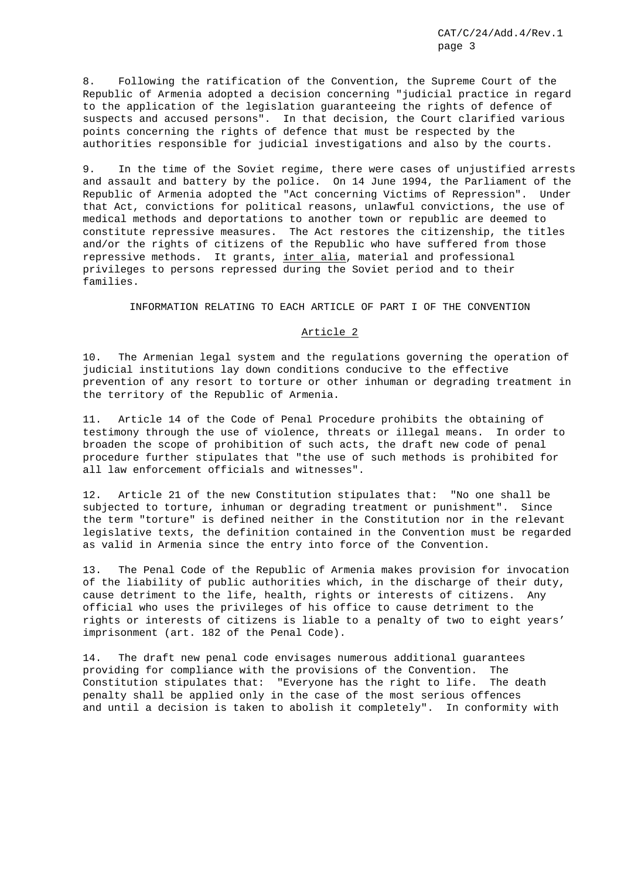8. Following the ratification of the Convention, the Supreme Court of the Republic of Armenia adopted a decision concerning "judicial practice in regard to the application of the legislation guaranteeing the rights of defence of suspects and accused persons". In that decision, the Court clarified various points concerning the rights of defence that must be respected by the authorities responsible for judicial investigations and also by the courts.

9. In the time of the Soviet regime, there were cases of unjustified arrests and assault and battery by the police. On 14 June 1994, the Parliament of the Republic of Armenia adopted the "Act concerning Victims of Repression". Under that Act, convictions for political reasons, unlawful convictions, the use of medical methods and deportations to another town or republic are deemed to constitute repressive measures. The Act restores the citizenship, the titles and/or the rights of citizens of the Republic who have suffered from those repressive methods. It grants, inter alia, material and professional privileges to persons repressed during the Soviet period and to their families.

## INFORMATION RELATING TO EACH ARTICLE OF PART I OF THE CONVENTION

### Article 2

10. The Armenian legal system and the regulations governing the operation of judicial institutions lay down conditions conducive to the effective prevention of any resort to torture or other inhuman or degrading treatment in the territory of the Republic of Armenia.

11. Article 14 of the Code of Penal Procedure prohibits the obtaining of testimony through the use of violence, threats or illegal means. In order to broaden the scope of prohibition of such acts, the draft new code of penal procedure further stipulates that "the use of such methods is prohibited for all law enforcement officials and witnesses".

12. Article 21 of the new Constitution stipulates that: "No one shall be subjected to torture, inhuman or degrading treatment or punishment". Since the term "torture" is defined neither in the Constitution nor in the relevant legislative texts, the definition contained in the Convention must be regarded as valid in Armenia since the entry into force of the Convention.

13. The Penal Code of the Republic of Armenia makes provision for invocation of the liability of public authorities which, in the discharge of their duty, cause detriment to the life, health, rights or interests of citizens. Any official who uses the privileges of his office to cause detriment to the rights or interests of citizens is liable to a penalty of two to eight years' imprisonment (art. 182 of the Penal Code).

14. The draft new penal code envisages numerous additional guarantees providing for compliance with the provisions of the Convention. The Constitution stipulates that: "Everyone has the right to life. The death penalty shall be applied only in the case of the most serious offences and until a decision is taken to abolish it completely". In conformity with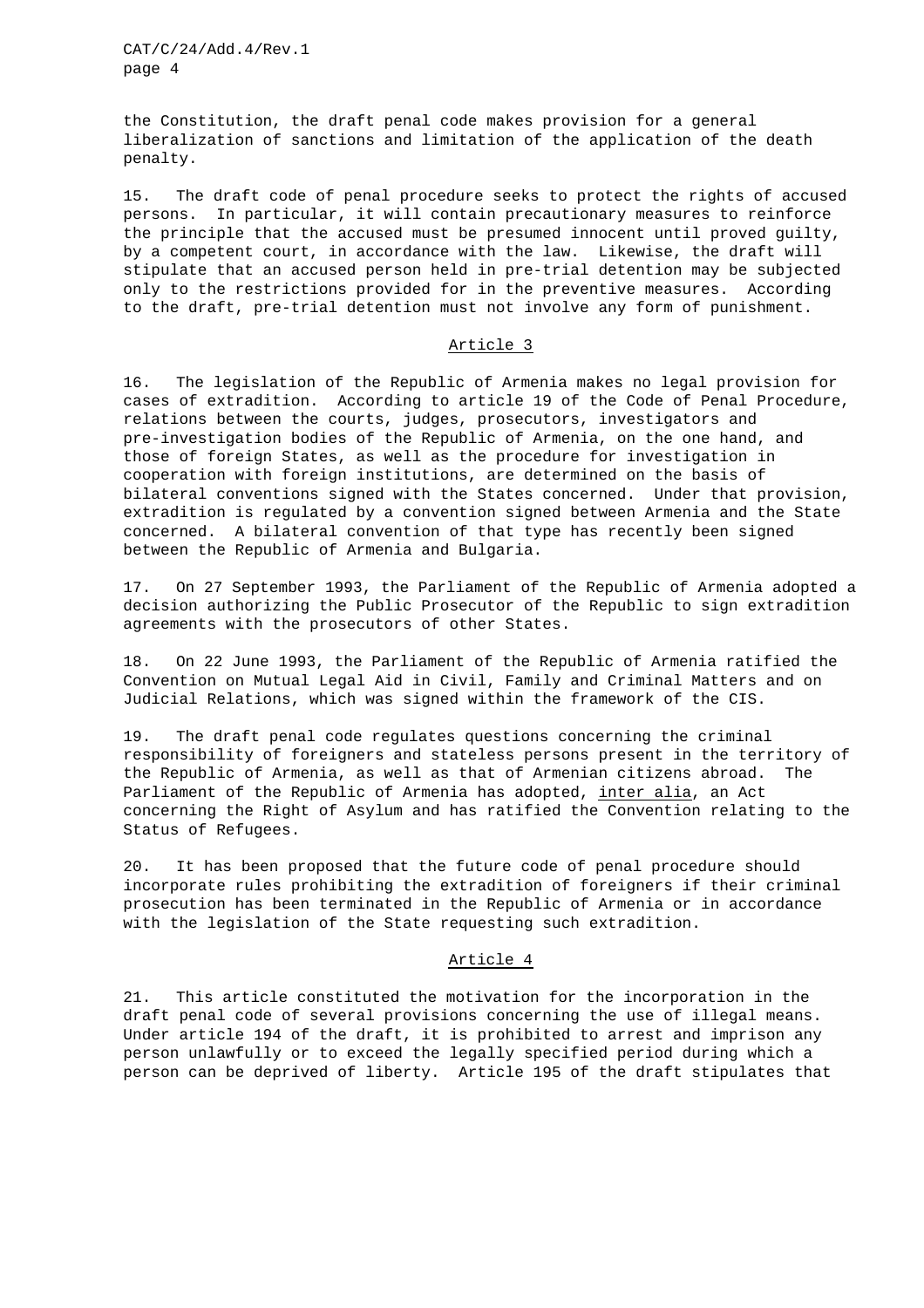the Constitution, the draft penal code makes provision for a general liberalization of sanctions and limitation of the application of the death penalty.

15. The draft code of penal procedure seeks to protect the rights of accused persons. In particular, it will contain precautionary measures to reinforce the principle that the accused must be presumed innocent until proved guilty, by a competent court, in accordance with the law. Likewise, the draft will stipulate that an accused person held in pre-trial detention may be subjected only to the restrictions provided for in the preventive measures. According to the draft, pre-trial detention must not involve any form of punishment.

## Article 3

16. The legislation of the Republic of Armenia makes no legal provision for cases of extradition. According to article 19 of the Code of Penal Procedure, relations between the courts, judges, prosecutors, investigators and pre-investigation bodies of the Republic of Armenia, on the one hand, and those of foreign States, as well as the procedure for investigation in cooperation with foreign institutions, are determined on the basis of bilateral conventions signed with the States concerned. Under that provision, extradition is regulated by a convention signed between Armenia and the State concerned. A bilateral convention of that type has recently been signed between the Republic of Armenia and Bulgaria.

17. On 27 September 1993, the Parliament of the Republic of Armenia adopted a decision authorizing the Public Prosecutor of the Republic to sign extradition agreements with the prosecutors of other States.

18. On 22 June 1993, the Parliament of the Republic of Armenia ratified the Convention on Mutual Legal Aid in Civil, Family and Criminal Matters and on Judicial Relations, which was signed within the framework of the CIS.

19. The draft penal code regulates questions concerning the criminal responsibility of foreigners and stateless persons present in the territory of the Republic of Armenia, as well as that of Armenian citizens abroad. The Parliament of the Republic of Armenia has adopted, inter alia, an Act concerning the Right of Asylum and has ratified the Convention relating to the Status of Refugees.

20. It has been proposed that the future code of penal procedure should incorporate rules prohibiting the extradition of foreigners if their criminal prosecution has been terminated in the Republic of Armenia or in accordance with the legislation of the State requesting such extradition.

## Article 4

21. This article constituted the motivation for the incorporation in the draft penal code of several provisions concerning the use of illegal means. Under article 194 of the draft, it is prohibited to arrest and imprison any person unlawfully or to exceed the legally specified period during which a person can be deprived of liberty. Article 195 of the draft stipulates that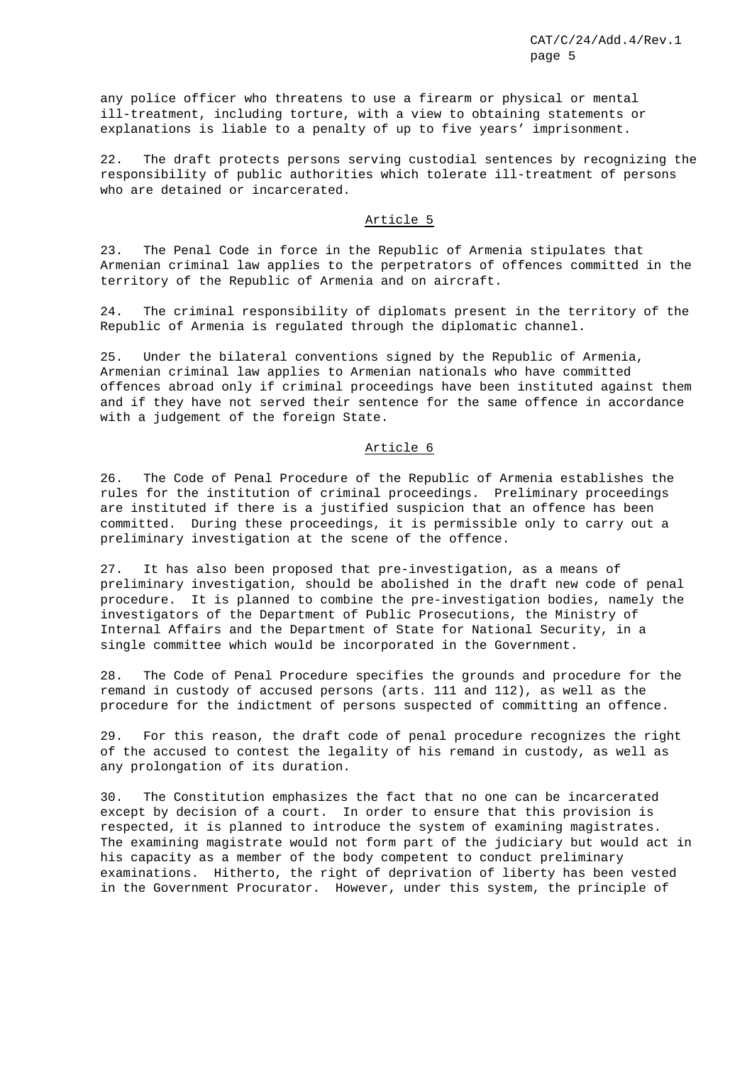any police officer who threatens to use a firearm or physical or mental ill-treatment, including torture, with a view to obtaining statements or explanations is liable to a penalty of up to five years' imprisonment.

22. The draft protects persons serving custodial sentences by recognizing the responsibility of public authorities which tolerate ill-treatment of persons who are detained or incarcerated.

## Article 5

23. The Penal Code in force in the Republic of Armenia stipulates that Armenian criminal law applies to the perpetrators of offences committed in the territory of the Republic of Armenia and on aircraft.

24. The criminal responsibility of diplomats present in the territory of the Republic of Armenia is regulated through the diplomatic channel.

25. Under the bilateral conventions signed by the Republic of Armenia, Armenian criminal law applies to Armenian nationals who have committed offences abroad only if criminal proceedings have been instituted against them and if they have not served their sentence for the same offence in accordance with a judgement of the foreign State.

## Article 6

26. The Code of Penal Procedure of the Republic of Armenia establishes the rules for the institution of criminal proceedings. Preliminary proceedings are instituted if there is a justified suspicion that an offence has been committed. During these proceedings, it is permissible only to carry out a preliminary investigation at the scene of the offence.

27. It has also been proposed that pre-investigation, as a means of preliminary investigation, should be abolished in the draft new code of penal procedure. It is planned to combine the pre-investigation bodies, namely the investigators of the Department of Public Prosecutions, the Ministry of Internal Affairs and the Department of State for National Security, in a single committee which would be incorporated in the Government.

28. The Code of Penal Procedure specifies the grounds and procedure for the remand in custody of accused persons (arts. 111 and 112), as well as the procedure for the indictment of persons suspected of committing an offence.

29. For this reason, the draft code of penal procedure recognizes the right of the accused to contest the legality of his remand in custody, as well as any prolongation of its duration.

30. The Constitution emphasizes the fact that no one can be incarcerated except by decision of a court. In order to ensure that this provision is respected, it is planned to introduce the system of examining magistrates. The examining magistrate would not form part of the judiciary but would act in his capacity as a member of the body competent to conduct preliminary examinations. Hitherto, the right of deprivation of liberty has been vested in the Government Procurator. However, under this system, the principle of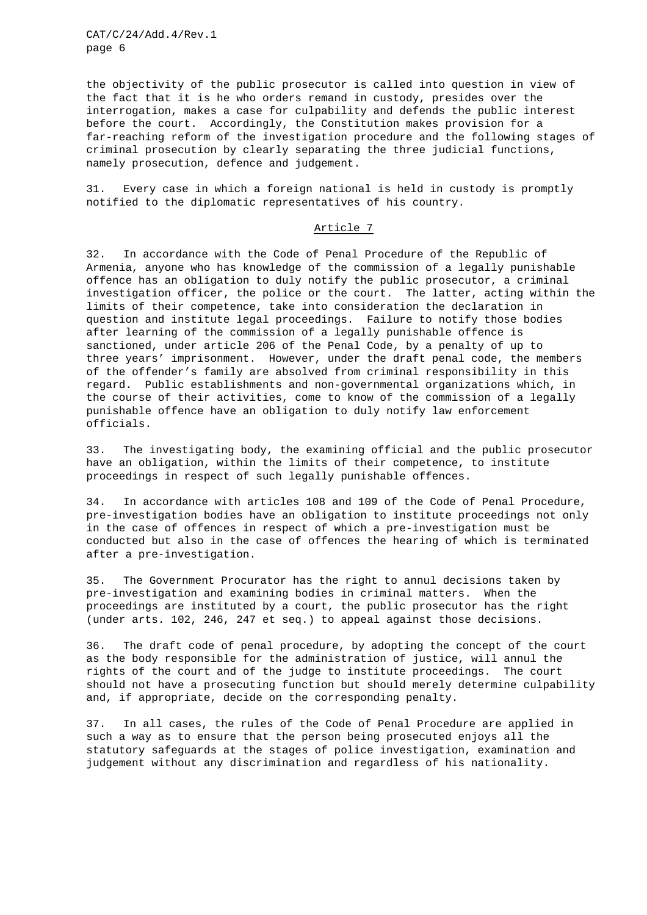the objectivity of the public prosecutor is called into question in view of the fact that it is he who orders remand in custody, presides over the interrogation, makes a case for culpability and defends the public interest before the court. Accordingly, the Constitution makes provision for a far-reaching reform of the investigation procedure and the following stages of criminal prosecution by clearly separating the three judicial functions, namely prosecution, defence and judgement.

31. Every case in which a foreign national is held in custody is promptly notified to the diplomatic representatives of his country.

## Article 7

32. In accordance with the Code of Penal Procedure of the Republic of Armenia, anyone who has knowledge of the commission of a legally punishable offence has an obligation to duly notify the public prosecutor, a criminal investigation officer, the police or the court. The latter, acting within the limits of their competence, take into consideration the declaration in question and institute legal proceedings. Failure to notify those bodies after learning of the commission of a legally punishable offence is sanctioned, under article 206 of the Penal Code, by a penalty of up to three years' imprisonment. However, under the draft penal code, the members of the offender's family are absolved from criminal responsibility in this regard. Public establishments and non-governmental organizations which, in the course of their activities, come to know of the commission of a legally punishable offence have an obligation to duly notify law enforcement officials.

33. The investigating body, the examining official and the public prosecutor have an obligation, within the limits of their competence, to institute proceedings in respect of such legally punishable offences.

34. In accordance with articles 108 and 109 of the Code of Penal Procedure, pre-investigation bodies have an obligation to institute proceedings not only in the case of offences in respect of which a pre-investigation must be conducted but also in the case of offences the hearing of which is terminated after a pre-investigation.

35. The Government Procurator has the right to annul decisions taken by pre-investigation and examining bodies in criminal matters. When the proceedings are instituted by a court, the public prosecutor has the right (under arts. 102, 246, 247 et seq.) to appeal against those decisions.

36. The draft code of penal procedure, by adopting the concept of the court as the body responsible for the administration of justice, will annul the rights of the court and of the judge to institute proceedings. The court should not have a prosecuting function but should merely determine culpability and, if appropriate, decide on the corresponding penalty.

37. In all cases, the rules of the Code of Penal Procedure are applied in such a way as to ensure that the person being prosecuted enjoys all the statutory safeguards at the stages of police investigation, examination and judgement without any discrimination and regardless of his nationality.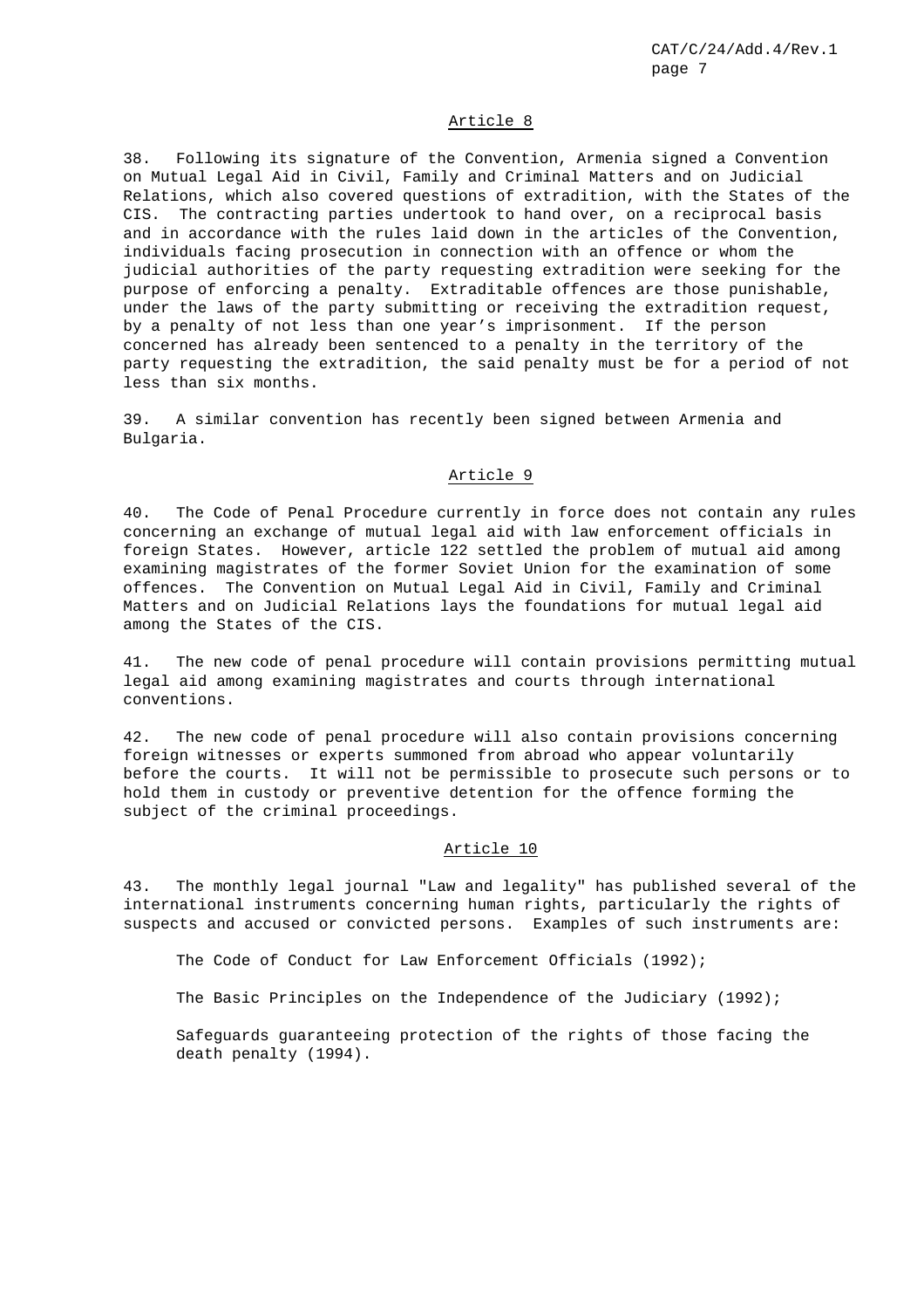## Article 8

38. Following its signature of the Convention, Armenia signed a Convention on Mutual Legal Aid in Civil, Family and Criminal Matters and on Judicial Relations, which also covered questions of extradition, with the States of the CIS. The contracting parties undertook to hand over, on a reciprocal basis and in accordance with the rules laid down in the articles of the Convention, individuals facing prosecution in connection with an offence or whom the judicial authorities of the party requesting extradition were seeking for the purpose of enforcing a penalty. Extraditable offences are those punishable, under the laws of the party submitting or receiving the extradition request, by a penalty of not less than one year's imprisonment. If the person concerned has already been sentenced to a penalty in the territory of the party requesting the extradition, the said penalty must be for a period of not less than six months.

39. A similar convention has recently been signed between Armenia and Bulgaria.

## Article 9

40. The Code of Penal Procedure currently in force does not contain any rules concerning an exchange of mutual legal aid with law enforcement officials in foreign States. However, article 122 settled the problem of mutual aid among examining magistrates of the former Soviet Union for the examination of some offences. The Convention on Mutual Legal Aid in Civil, Family and Criminal Matters and on Judicial Relations lays the foundations for mutual legal aid among the States of the CIS.

41. The new code of penal procedure will contain provisions permitting mutual legal aid among examining magistrates and courts through international conventions.

42. The new code of penal procedure will also contain provisions concerning foreign witnesses or experts summoned from abroad who appear voluntarily before the courts. It will not be permissible to prosecute such persons or to hold them in custody or preventive detention for the offence forming the subject of the criminal proceedings.

## Article 10

43. The monthly legal journal "Law and legality" has published several of the international instruments concerning human rights, particularly the rights of suspects and accused or convicted persons. Examples of such instruments are:

The Code of Conduct for Law Enforcement Officials (1992);

The Basic Principles on the Independence of the Judiciary (1992);

Safeguards guaranteeing protection of the rights of those facing the death penalty (1994).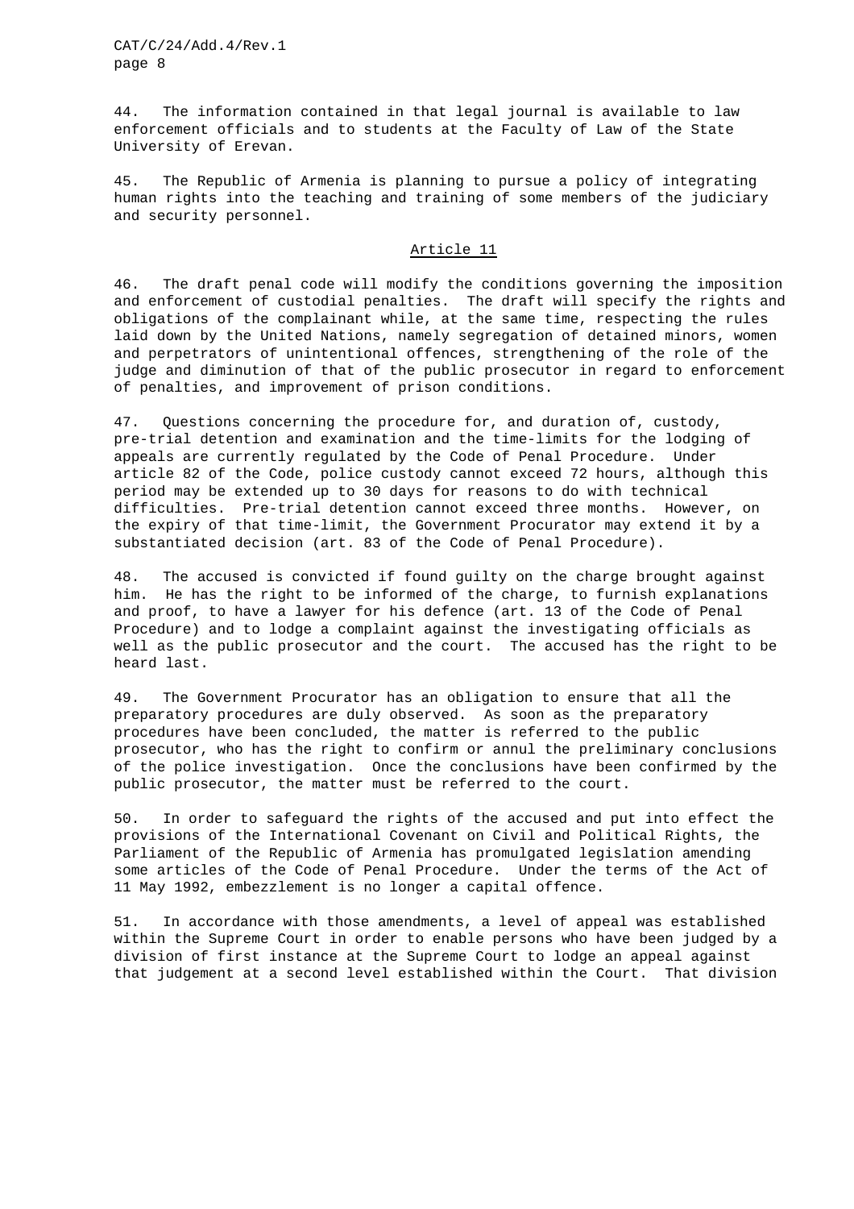44. The information contained in that legal journal is available to law enforcement officials and to students at the Faculty of Law of the State University of Erevan.

45. The Republic of Armenia is planning to pursue a policy of integrating human rights into the teaching and training of some members of the judiciary and security personnel.

## Article 11

46. The draft penal code will modify the conditions governing the imposition and enforcement of custodial penalties. The draft will specify the rights and obligations of the complainant while, at the same time, respecting the rules laid down by the United Nations, namely segregation of detained minors, women and perpetrators of unintentional offences, strengthening of the role of the judge and diminution of that of the public prosecutor in regard to enforcement of penalties, and improvement of prison conditions.

47. Questions concerning the procedure for, and duration of, custody, pre-trial detention and examination and the time-limits for the lodging of appeals are currently regulated by the Code of Penal Procedure. Under article 82 of the Code, police custody cannot exceed 72 hours, although this period may be extended up to 30 days for reasons to do with technical difficulties. Pre-trial detention cannot exceed three months. However, on the expiry of that time-limit, the Government Procurator may extend it by a substantiated decision (art. 83 of the Code of Penal Procedure).

48. The accused is convicted if found guilty on the charge brought against him. He has the right to be informed of the charge, to furnish explanations and proof, to have a lawyer for his defence (art. 13 of the Code of Penal Procedure) and to lodge a complaint against the investigating officials as well as the public prosecutor and the court. The accused has the right to be heard last.

49. The Government Procurator has an obligation to ensure that all the preparatory procedures are duly observed. As soon as the preparatory procedures have been concluded, the matter is referred to the public prosecutor, who has the right to confirm or annul the preliminary conclusions of the police investigation. Once the conclusions have been confirmed by the public prosecutor, the matter must be referred to the court.

50. In order to safeguard the rights of the accused and put into effect the provisions of the International Covenant on Civil and Political Rights, the Parliament of the Republic of Armenia has promulgated legislation amending some articles of the Code of Penal Procedure. Under the terms of the Act of 11 May 1992, embezzlement is no longer a capital offence.

51. In accordance with those amendments, a level of appeal was established within the Supreme Court in order to enable persons who have been judged by a division of first instance at the Supreme Court to lodge an appeal against that judgement at a second level established within the Court. That division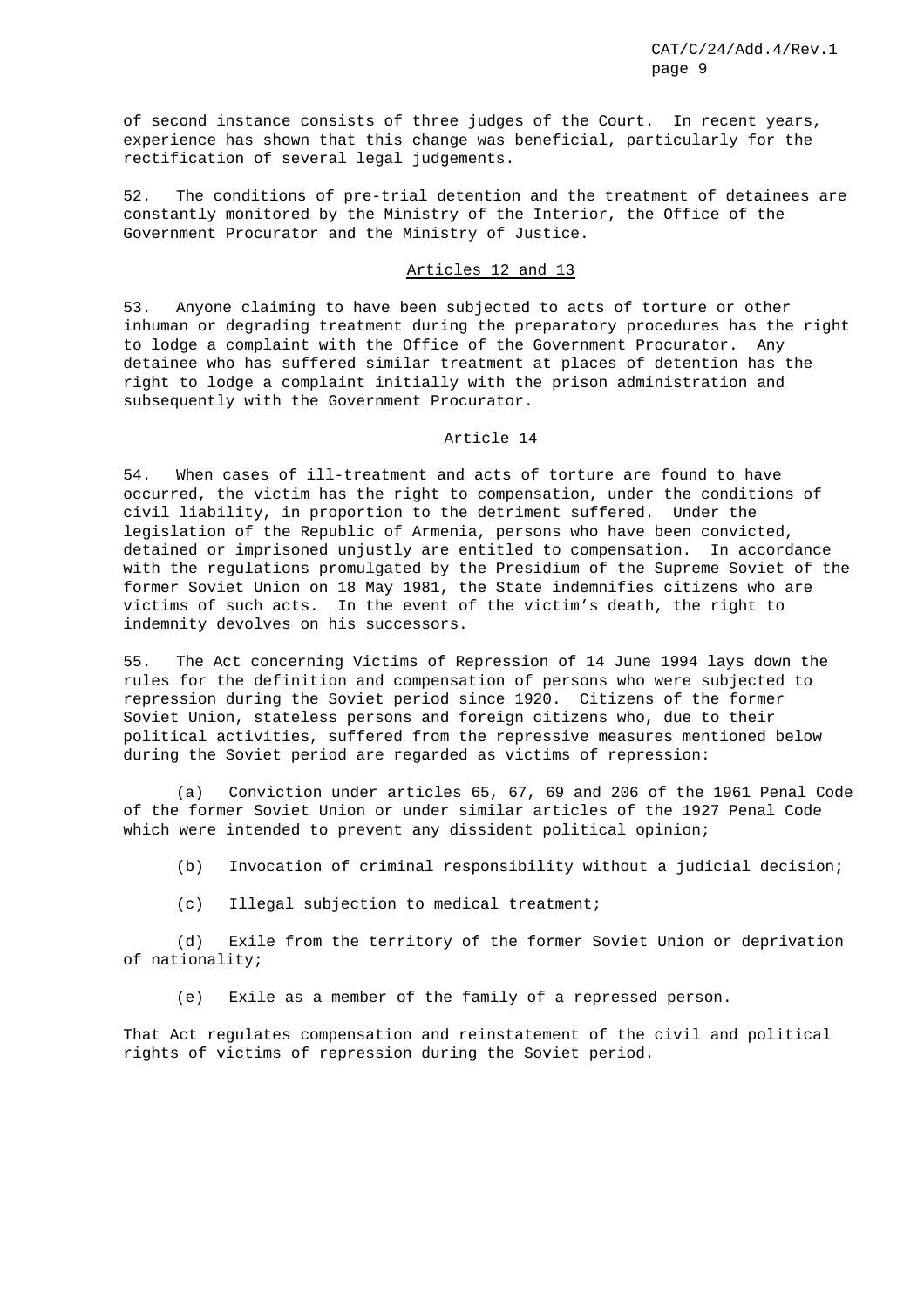of second instance consists of three judges of the Court. In recent years, experience has shown that this change was beneficial, particularly for the rectification of several legal judgements.

52. The conditions of pre-trial detention and the treatment of detainees are constantly monitored by the Ministry of the Interior, the Office of the Government Procurator and the Ministry of Justice.

## Articles 12 and 13

53. Anyone claiming to have been subjected to acts of torture or other inhuman or degrading treatment during the preparatory procedures has the right to lodge a complaint with the Office of the Government Procurator. Any detainee who has suffered similar treatment at places of detention has the right to lodge a complaint initially with the prison administration and subsequently with the Government Procurator.

## Article 14

54. When cases of ill-treatment and acts of torture are found to have occurred, the victim has the right to compensation, under the conditions of civil liability, in proportion to the detriment suffered. Under the legislation of the Republic of Armenia, persons who have been convicted, detained or imprisoned unjustly are entitled to compensation. In accordance with the regulations promulgated by the Presidium of the Supreme Soviet of the former Soviet Union on 18 May 1981, the State indemnifies citizens who are victims of such acts. In the event of the victim's death, the right to indemnity devolves on his successors.

55. The Act concerning Victims of Repression of 14 June 1994 lays down the rules for the definition and compensation of persons who were subjected to repression during the Soviet period since 1920. Citizens of the former Soviet Union, stateless persons and foreign citizens who, due to their political activities, suffered from the repressive measures mentioned below during the Soviet period are regarded as victims of repression:

(a) Conviction under articles 65, 67, 69 and 206 of the 1961 Penal Code of the former Soviet Union or under similar articles of the 1927 Penal Code which were intended to prevent any dissident political opinion;

(b) Invocation of criminal responsibility without a judicial decision;

(c) Illegal subjection to medical treatment;

(d) Exile from the territory of the former Soviet Union or deprivation of nationality;

(e) Exile as a member of the family of a repressed person.

That Act regulates compensation and reinstatement of the civil and political rights of victims of repression during the Soviet period.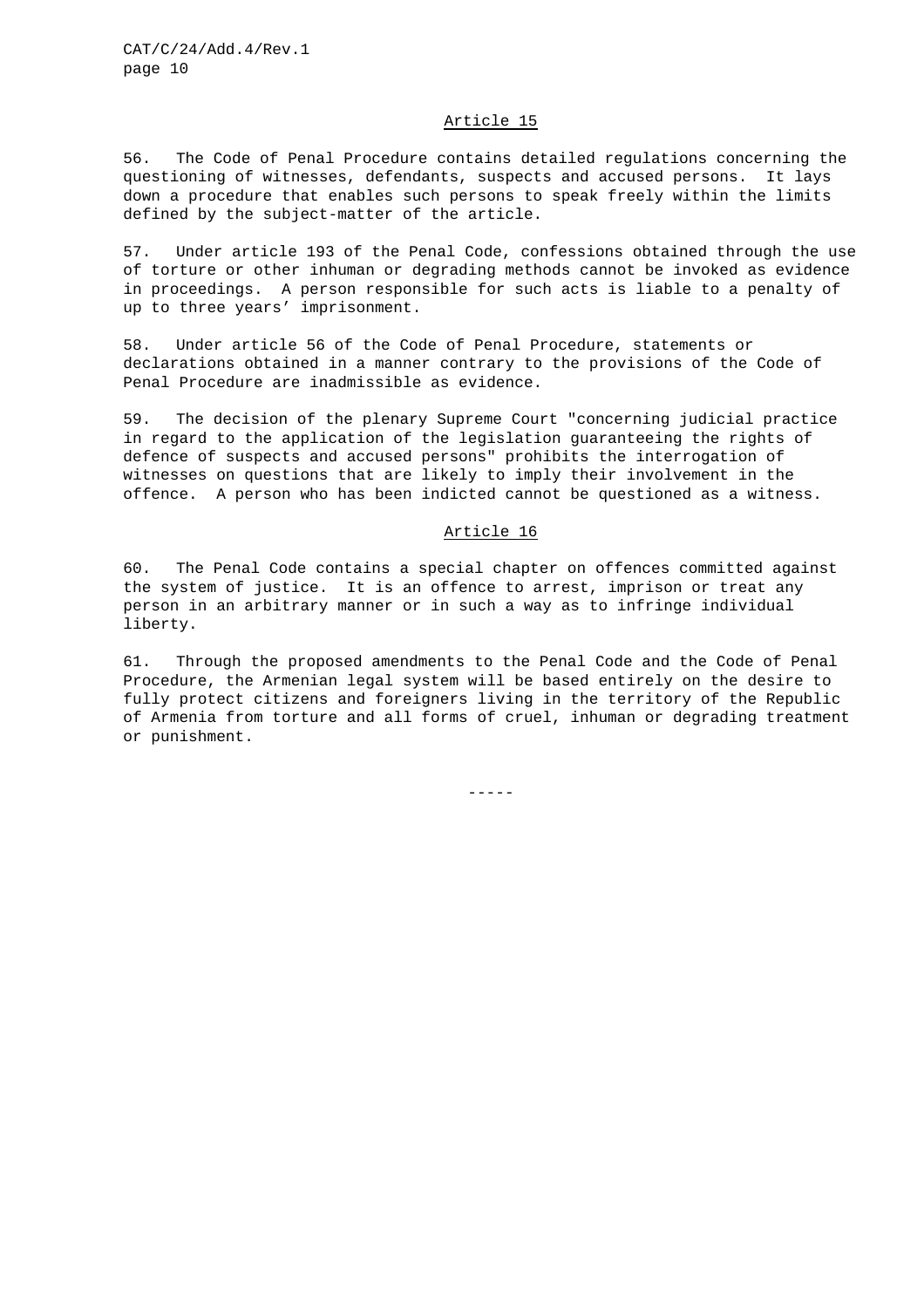## Article 15

56. The Code of Penal Procedure contains detailed regulations concerning the questioning of witnesses, defendants, suspects and accused persons. It lays down a procedure that enables such persons to speak freely within the limits defined by the subject-matter of the article.

57. Under article 193 of the Penal Code, confessions obtained through the use of torture or other inhuman or degrading methods cannot be invoked as evidence in proceedings. A person responsible for such acts is liable to a penalty of up to three years' imprisonment.

58. Under article 56 of the Code of Penal Procedure, statements or declarations obtained in a manner contrary to the provisions of the Code of Penal Procedure are inadmissible as evidence.

59. The decision of the plenary Supreme Court "concerning judicial practice in regard to the application of the legislation guaranteeing the rights of defence of suspects and accused persons" prohibits the interrogation of witnesses on questions that are likely to imply their involvement in the offence. A person who has been indicted cannot be questioned as a witness.

## Article 16

60. The Penal Code contains a special chapter on offences committed against the system of justice. It is an offence to arrest, imprison or treat any person in an arbitrary manner or in such a way as to infringe individual liberty.

61. Through the proposed amendments to the Penal Code and the Code of Penal Procedure, the Armenian legal system will be based entirely on the desire to fully protect citizens and foreigners living in the territory of the Republic of Armenia from torture and all forms of cruel, inhuman or degrading treatment or punishment.

-----